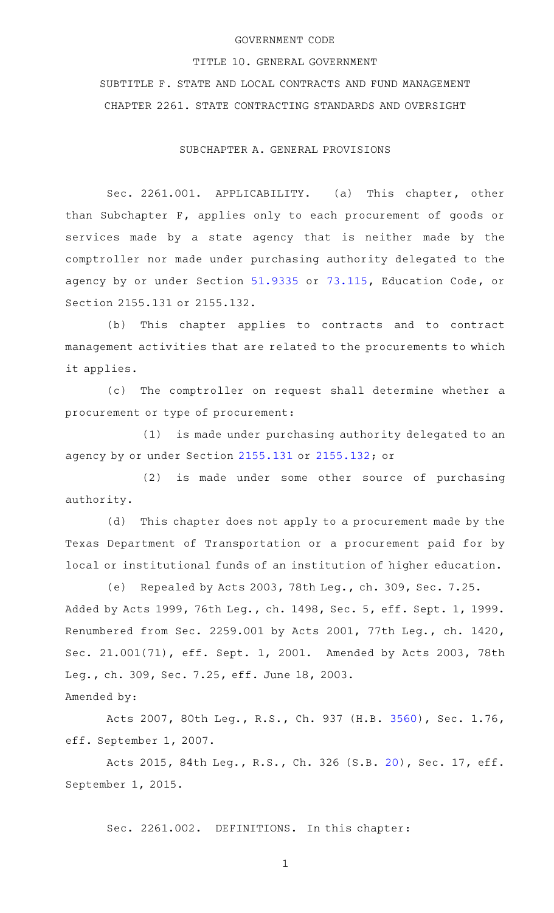GOVERNMENT CODE

TITLE 10. GENERAL GOVERNMENT

SUBTITLE F. STATE AND LOCAL CONTRACTS AND FUND MANAGEMENT

CHAPTER 2261. STATE CONTRACTING STANDARDS AND OVERSIGHT

SUBCHAPTER A. GENERAL PROVISIONS

Sec. 2261.001. APPLICABILITY. (a) This chapter, other than Subchapter F, applies only to each procurement of goods or services made by a state agency that is neither made by the comptroller nor made under purchasing authority delegated to the agency by or under Section 51.9335 or 73.115, Education Code, or Section 2155.131 or 2155.132.

(b) This chapter applies to contracts and to contract management activities that are related to the procurements to which it applies.

(c) The comptroller on request shall determine whether a procurement or type of procurement:

(1) is made under purchasing authority delegated to an agency by or under Section 2155.131 or 2155.132; or

(2) is made under some other source of purchasing authority.

(d) This chapter does not apply to a procurement made by the Texas Department of Transportation or a procurement paid for by local or institutional funds of an institution of higher education.

(e) Repealed by Acts 2003, 78th Leg., ch. 309, Sec. 7.25.

Added by Acts 1999, 76th Leg., ch. 1498, Sec. 5, eff. Sept. 1, 1999. Renumbered from Sec. 2259.001 by Acts 2001, 77th Leg., ch. 1420, Sec. 21.001(71), eff. Sept. 1, 2001. Amended by Acts 2003, 78th Leg., ch. 309, Sec. 7.25, eff. June 18, 2003.

Amended by:

Acts 2007, 80th Leg., R.S., Ch. 937 (H.B. 3560), Sec. 1.76, eff. September 1, 2007.

Acts 2015, 84th Leg., R.S., Ch. 326 (S.B. 20), Sec. 17, eff. September 1, 2015.

Sec. 2261.002. DEFINITIONS. In this chapter: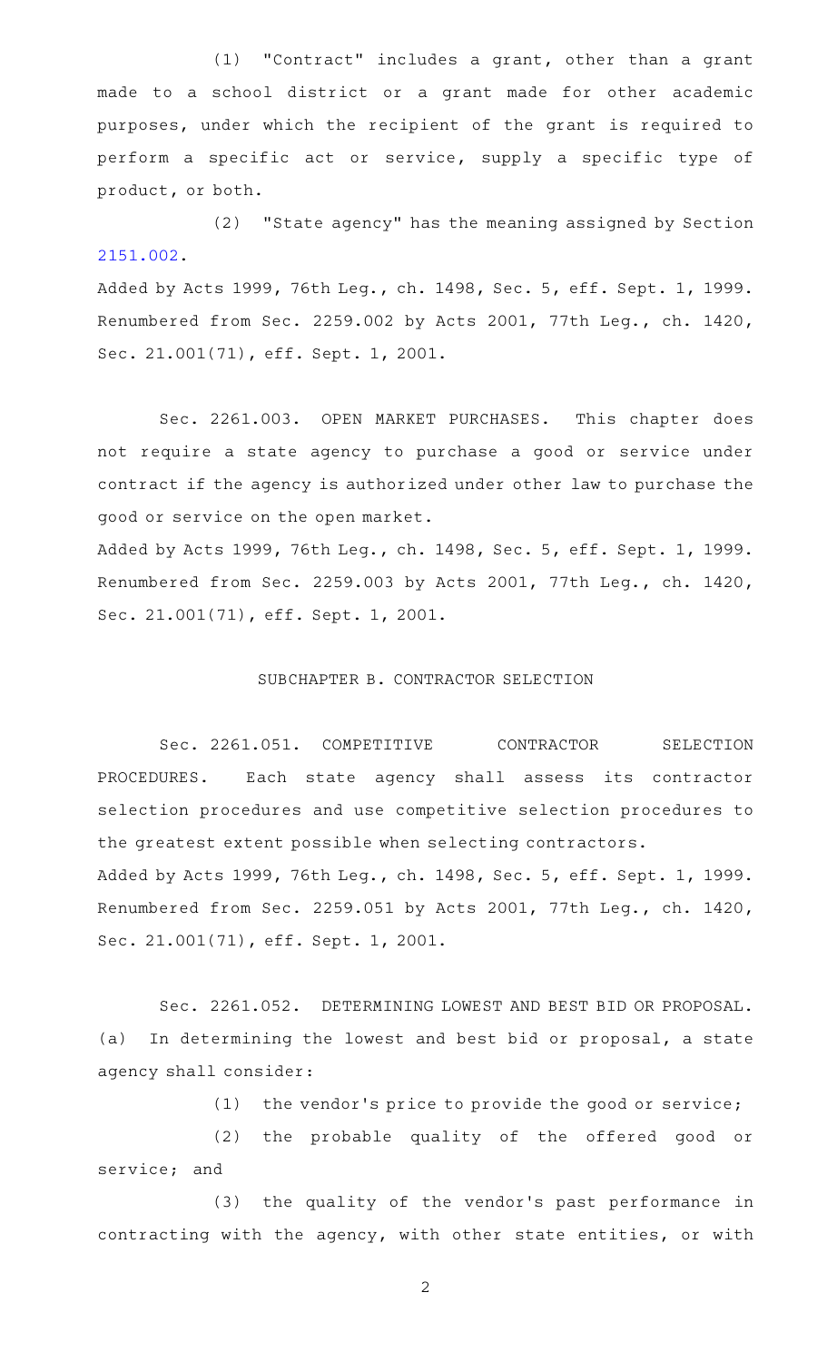(1) "Contract" includes a grant, other than a grant made to a school district or a grant made for other academic purposes, under which the recipient of the grant is required to perform a specific act or service, supply a specific type of product, or both.

(2) "State agency" has the meaning assigned by Section 2151.002.

Added by Acts 1999, 76th Leg., ch. 1498, Sec. 5, eff. Sept. 1, 1999.
Renumbered from Sec. 2259.002 by Acts 2001, 77th Leg., ch. 1420, Sec. 21.001(71), eff. Sept. 1, 2001.

Sec. 2261.003. OPEN MARKET PURCHASES. This chapter does not require a state agency to purchase a good or service under contract if the agency is authorized under other law to purchase the good or service on the open market.

Added by Acts 1999, 76th Leg., ch. 1498, Sec. 5, eff. Sept. 1, 1999.
Renumbered from Sec. 2259.003 by Acts 2001, 77th Leg., ch. 1420, Sec. 21.001(71), eff. Sept. 1, 2001.

## SUBCHAPTER B. CONTRACTOR SELECTION

Sec. 2261.051. COMPETITIVE CONTRACTOR SELECTION PROCEDURES. Each state agency shall assess its contractor selection procedures and use competitive selection procedures to the greatest extent possible when selecting contractors.

Added by Acts 1999, 76th Leg., ch. 1498, Sec. 5, eff. Sept. 1, 1999.
Renumbered from Sec. 2259.051 by Acts 2001, 77th Leg., ch. 1420, Sec. 21.001(71), eff. Sept. 1, 2001.

Sec. 2261.052. DETERMINING LOWEST AND BEST BID OR PROPOSAL. (a) In determining the lowest and best bid or proposal, a state agency shall consider:

(1) the vendor's price to provide the good or service;

(2) the probable quality of the offered good or service; and

(3) the quality of the vendor's past performance in contracting with the agency, with other state entities, or with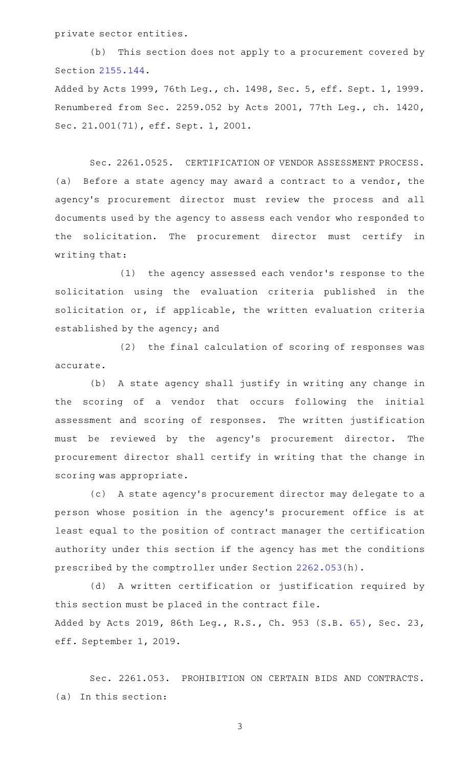private sector entities.

(b) This section does not apply to a procurement covered by Section 2155.144.

Added by Acts 1999, 76th Leg., ch. 1498, Sec. 5, eff. Sept. 1, 1999. Renumbered from Sec. 2259.052 by Acts 2001, 77th Leg., ch. 1420, Sec. 21.001(71), eff. Sept. 1, 2001.

Sec. 2261.0525. CERTIFICATION OF VENDOR ASSESSMENT PROCESS. (a) Before a state agency may award a contract to a vendor, the agency's procurement director must review the process and all documents used by the agency to assess each vendor who responded to the solicitation. The procurement director must certify in writing that:

(1) the agency assessed each vendor's response to the solicitation using the evaluation criteria published in the solicitation or, if applicable, the written evaluation criteria established by the agency; and

(2) the final calculation of scoring of responses was accurate.

(b) A state agency shall justify in writing any change in the scoring of a vendor that occurs following the initial assessment and scoring of responses. The written justification must be reviewed by the agency's procurement director. The procurement director shall certify in writing that the change in scoring was appropriate.

(c) A state agency's procurement director may delegate to a person whose position in the agency's procurement office is at least equal to the position of contract manager the certification authority under this section if the agency has met the conditions prescribed by the comptroller under Section 2262.053(h).

(d) A written certification or justification required by this section must be placed in the contract file.

Added by Acts 2019, 86th Leg., R.S., Ch. 953 (S.B. 65), Sec. 23, eff. September 1, 2019.

Sec. 2261.053. PROHIBITION ON CERTAIN BIDS AND CONTRACTS. (a) In this section: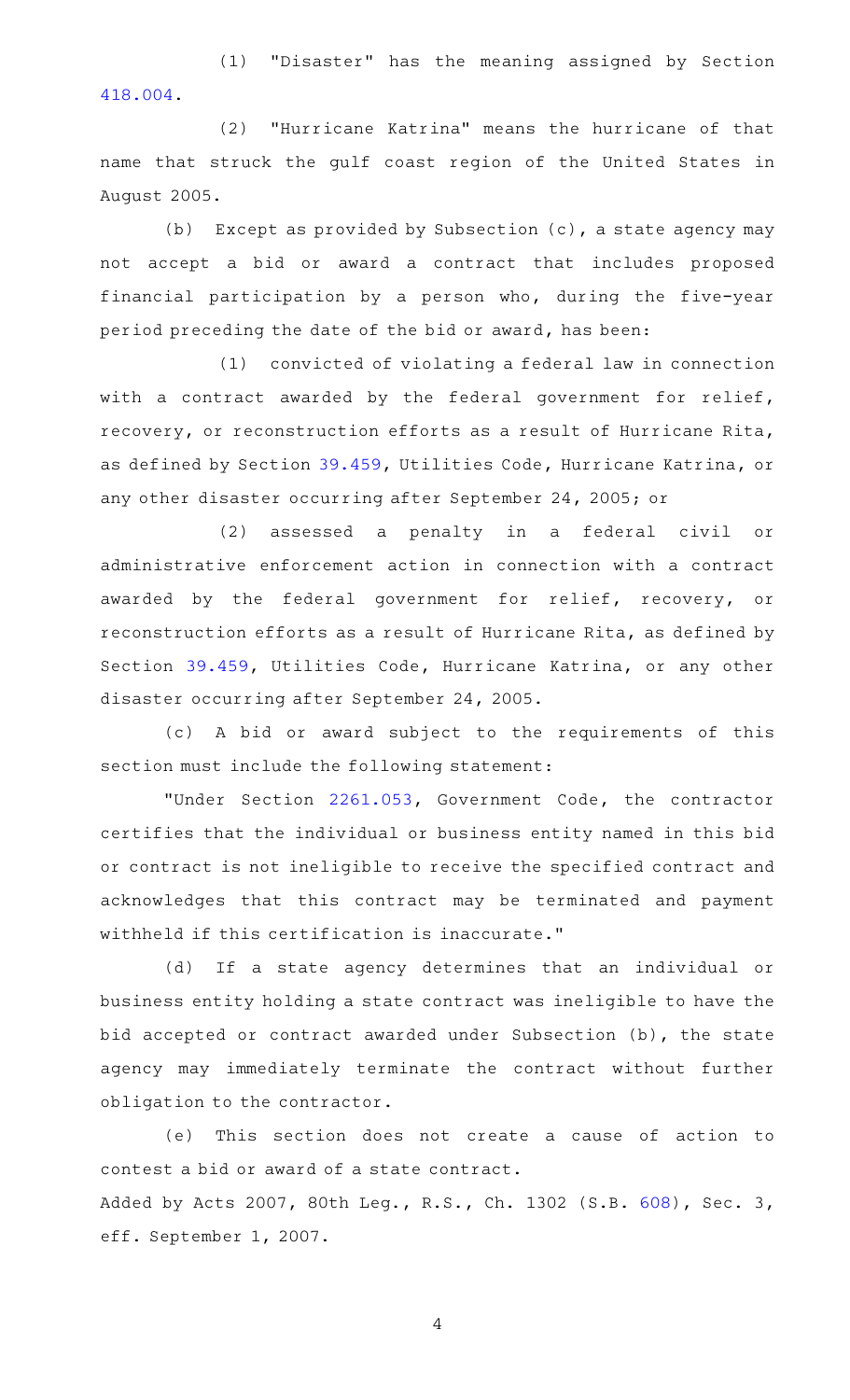(1) "Disaster" has the meaning assigned by Section 418.004.

(2) "Hurricane Katrina" means the hurricane of that name that struck the gulf coast region of the United States in August 2005.

(b) Except as provided by Subsection (c), a state agency may not accept a bid or award a contract that includes proposed financial participation by a person who, during the five-year period preceding the date of the bid or award, has been:

(1) convicted of violating a federal law in connection with a contract awarded by the federal government for relief, recovery, or reconstruction efforts as a result of Hurricane Rita, as defined by Section 39.459, Utilities Code, Hurricane Katrina, or any other disaster occurring after September 24, 2005; or

(2) assessed a penalty in a federal civil or administrative enforcement action in connection with a contract awarded by the federal government for relief, recovery, or reconstruction efforts as a result of Hurricane Rita, as defined by Section 39.459, Utilities Code, Hurricane Katrina, or any other disaster occurring after September 24, 2005.

(c) A bid or award subject to the requirements of this section must include the following statement:

"Under Section 2261.053, Government Code, the contractor certifies that the individual or business entity named in this bid or contract is not ineligible to receive the specified contract and acknowledges that this contract may be terminated and payment withheld if this certification is inaccurate."

(d) If a state agency determines that an individual or business entity holding a state contract was ineligible to have the bid accepted or contract awarded under Subsection (b), the state agency may immediately terminate the contract without further obligation to the contractor.

(e) This section does not create a cause of action to contest a bid or award of a state contract.

Added by Acts 2007, 80th Leg., R.S., Ch. 1302 (S.B. 608), Sec. 3, eff. September 1, 2007.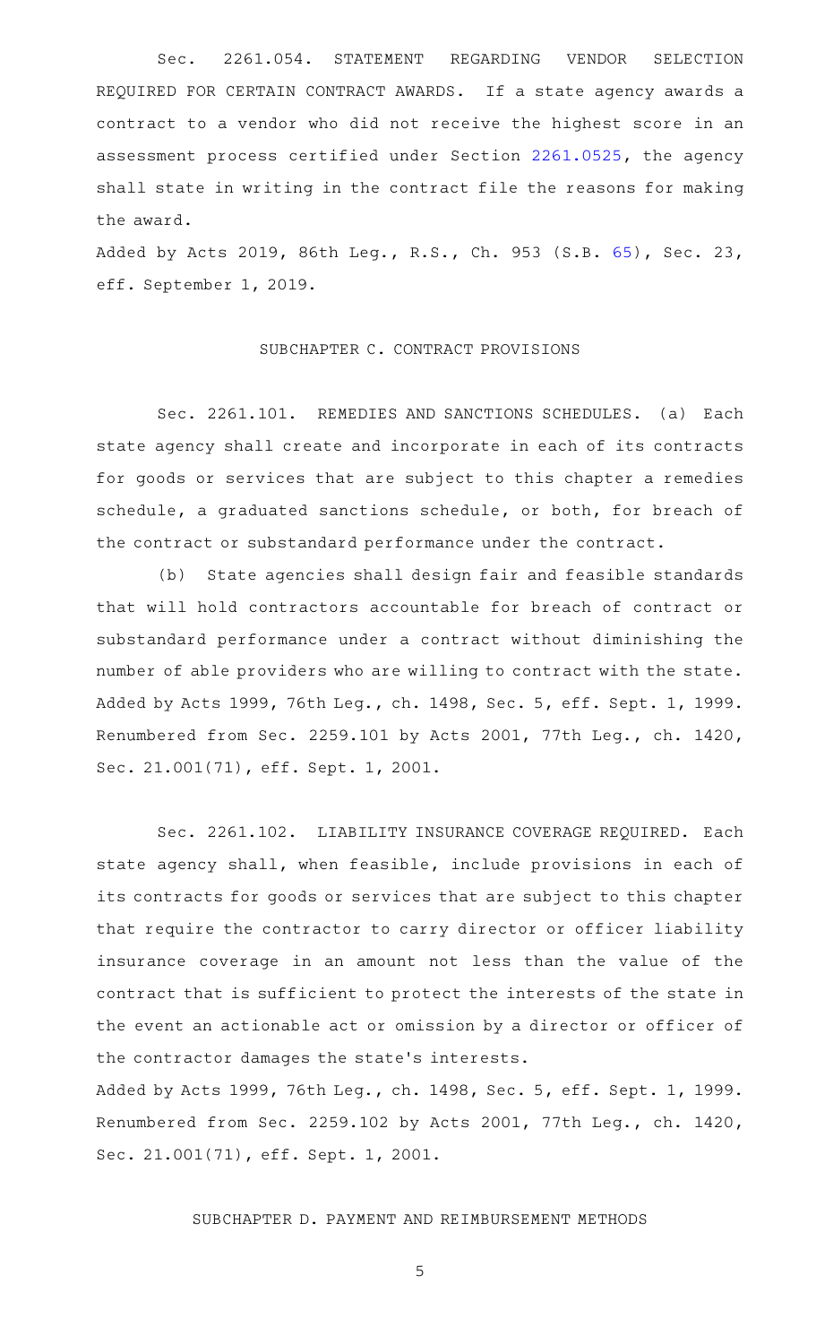Sec. 2261.054. STATEMENT REGARDING VENDOR SELECTION REQUIRED FOR CERTAIN CONTRACT AWARDS. If a state agency awards a contract to a vendor who did not receive the highest score in an assessment process certified under Section 2261.0525, the agency shall state in writing in the contract file the reasons for making the award.

Added by Acts 2019, 86th Leg., R.S., Ch. 953 (S.B. 65), Sec. 23, eff. September 1, 2019.

## SUBCHAPTER C. CONTRACT PROVISIONS

Sec. 2261.101. REMEDIES AND SANCTIONS SCHEDULES. (a) Each state agency shall create and incorporate in each of its contracts for goods or services that are subject to this chapter a remedies schedule, a graduated sanctions schedule, or both, for breach of the contract or substandard performance under the contract.

(b) State agencies shall design fair and feasible standards that will hold contractors accountable for breach of contract or substandard performance under a contract without diminishing the number of able providers who are willing to contract with the state.

Added by Acts 1999, 76th Leg., ch. 1498, Sec. 5, eff. Sept. 1, 1999. Renumbered from Sec. 2259.101 by Acts 2001, 77th Leg., ch. 1420, Sec. 21.001(71), eff. Sept. 1, 2001.

Sec. 2261.102. LIABILITY INSURANCE COVERAGE REQUIRED. Each state agency shall, when feasible, include provisions in each of its contracts for goods or services that are subject to this chapter that require the contractor to carry director or officer liability insurance coverage in an amount not less than the value of the contract that is sufficient to protect the interests of the state in the event an actionable act or omission by a director or officer of the contractor damages the state's interests.

Added by Acts 1999, 76th Leg., ch. 1498, Sec. 5, eff. Sept. 1, 1999. Renumbered from Sec. 2259.102 by Acts 2001, 77th Leg., ch. 1420, Sec. 21.001(71), eff. Sept. 1, 2001.

## SUBCHAPTER D. PAYMENT AND REIMBURSEMENT METHODS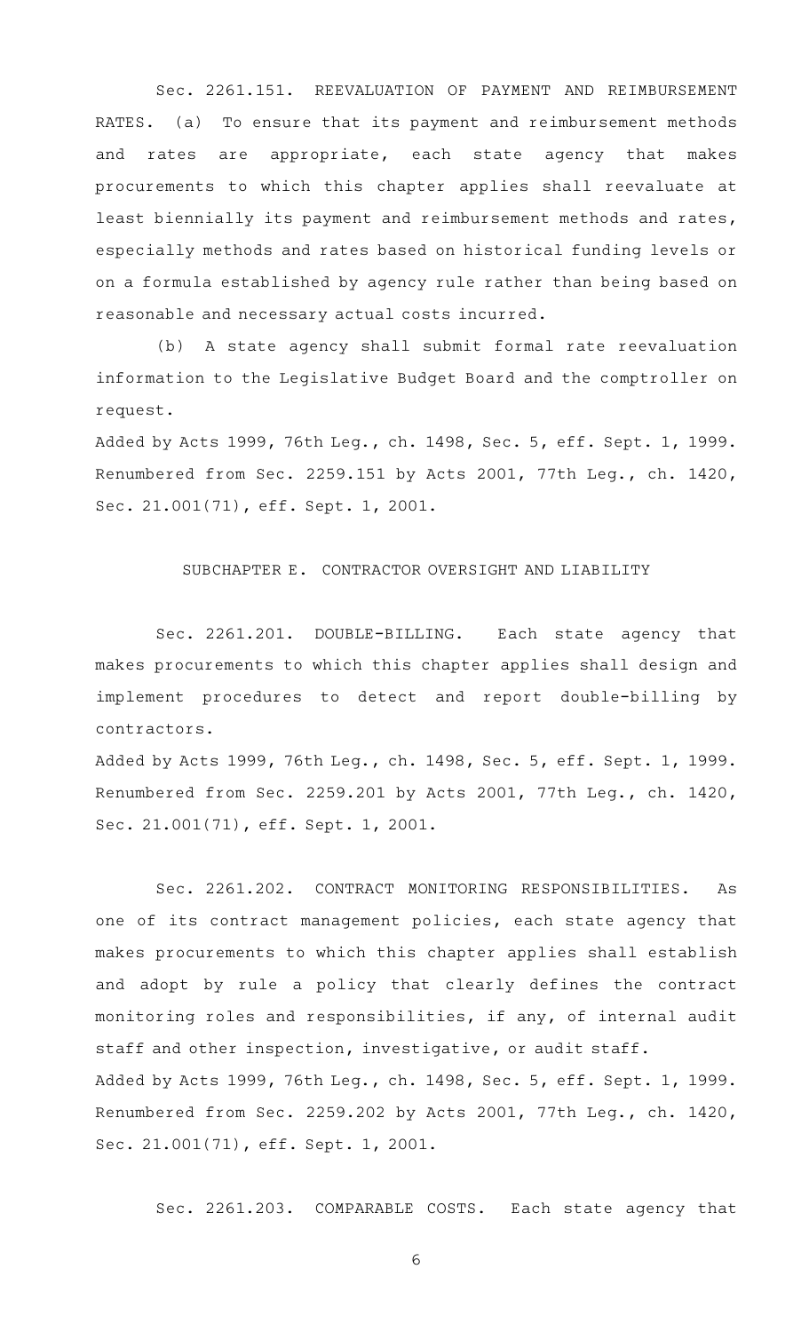Sec. 2261.151. REEVALUATION OF PAYMENT AND REIMBURSEMENT RATES. (a) To ensure that its payment and reimbursement methods and rates are appropriate, each state agency that makes procurements to which this chapter applies shall reevaluate at least biennially its payment and reimbursement methods and rates, especially methods and rates based on historical funding levels or on a formula established by agency rule rather than being based on reasonable and necessary actual costs incurred.

(b) A state agency shall submit formal rate reevaluation information to the Legislative Budget Board and the comptroller on request.

Added by Acts 1999, 76th Leg., ch. 1498, Sec. 5, eff. Sept. 1, 1999. Renumbered from Sec. 2259.151 by Acts 2001, 77th Leg., ch. 1420, Sec. 21.001(71), eff. Sept. 1, 2001.

SUBCHAPTER E. CONTRACTOR OVERSIGHT AND LIABILITY

Sec. 2261.201. DOUBLE-BILLING. Each state agency that makes procurements to which this chapter applies shall design and implement procedures to detect and report double-billing by contractors.

Added by Acts 1999, 76th Leg., ch. 1498, Sec. 5, eff. Sept. 1, 1999. Renumbered from Sec. 2259.201 by Acts 2001, 77th Leg., ch. 1420, Sec. 21.001(71), eff. Sept. 1, 2001.

Sec. 2261.202. CONTRACT MONITORING RESPONSIBILITIES. As one of its contract management policies, each state agency that makes procurements to which this chapter applies shall establish and adopt by rule a policy that clearly defines the contract monitoring roles and responsibilities, if any, of internal audit staff and other inspection, investigative, or audit staff.

Added by Acts 1999, 76th Leg., ch. 1498, Sec. 5, eff. Sept. 1, 1999. Renumbered from Sec. 2259.202 by Acts 2001, 77th Leg., ch. 1420, Sec. 21.001(71), eff. Sept. 1, 2001.

Sec. 2261.203. COMPARABLE COSTS. Each state agency that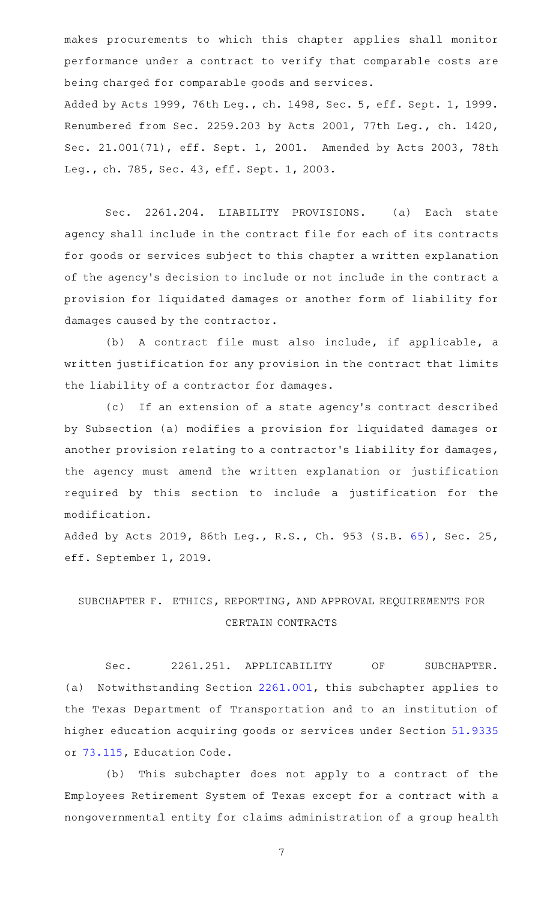makes procurements to which this chapter applies shall monitor performance under a contract to verify that comparable costs are being charged for comparable goods and services.

Added by Acts 1999, 76th Leg., ch. 1498, Sec. 5, eff. Sept. 1, 1999. Renumbered from Sec. 2259.203 by Acts 2001, 77th Leg., ch. 1420, Sec. 21.001(71), eff. Sept. 1, 2001. Amended by Acts 2003, 78th Leg., ch. 785, Sec. 43, eff. Sept. 1, 2003.

Sec. 2261.204. LIABILITY PROVISIONS. (a) Each state agency shall include in the contract file for each of its contracts for goods or services subject to this chapter a written explanation of the agency's decision to include or not include in the contract a provision for liquidated damages or another form of liability for damages caused by the contractor.

(b) A contract file must also include, if applicable, a written justification for any provision in the contract that limits the liability of a contractor for damages.

(c) If an extension of a state agency's contract described by Subsection (a) modifies a provision for liquidated damages or another provision relating to a contractor's liability for damages, the agency must amend the written explanation or justification required by this section to include a justification for the modification.

Added by Acts 2019, 86th Leg., R.S., Ch. 953 (S.B. 65), Sec. 25, eff. September 1, 2019.

## SUBCHAPTER F. ETHICS, REPORTING, AND APPROVAL REQUIREMENTS FOR CERTAIN CONTRACTS

Sec. 2261.251. APPLICABILITY OF SUBCHAPTER. (a) Notwithstanding Section 2261.001, this subchapter applies to the Texas Department of Transportation and to an institution of higher education acquiring goods or services under Section 51.9335 or 73.115, Education Code.

(b) This subchapter does not apply to a contract of the Employees Retirement System of Texas except for a contract with a nongovernmental entity for claims administration of a group health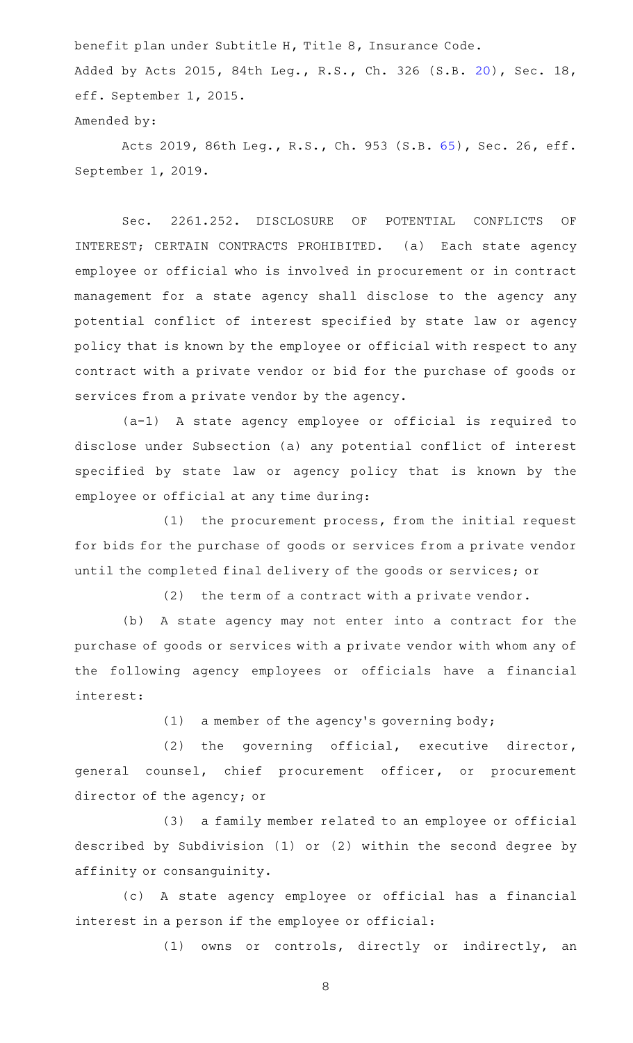benefit plan under Subtitle H, Title 8, Insurance Code.

Added by Acts 2015, 84th Leg., R.S., Ch. 326 (S.B. 20), Sec. 18, eff. September 1, 2015.

Amended by:

Acts 2019, 86th Leg., R.S., Ch. 953 (S.B. 65), Sec. 26, eff. September 1, 2019.

Sec. 2261.252. DISCLOSURE OF POTENTIAL CONFLICTS OF INTEREST; CERTAIN CONTRACTS PROHIBITED. (a) Each state agency employee or official who is involved in procurement or in contract management for a state agency shall disclose to the agency any potential conflict of interest specified by state law or agency policy that is known by the employee or official with respect to any contract with a private vendor or bid for the purchase of goods or services from a private vendor by the agency.

(a-1) A state agency employee or official is required to disclose under Subsection (a) any potential conflict of interest specified by state law or agency policy that is known by the employee or official at any time during:

(1) the procurement process, from the initial request for bids for the purchase of goods or services from a private vendor until the completed final delivery of the goods or services; or

(2) the term of a contract with a private vendor.

(b) A state agency may not enter into a contract for the purchase of goods or services with a private vendor with whom any of the following agency employees or officials have a financial interest:

(1) a member of the agency's governing body;

(2) the governing official, executive director, general counsel, chief procurement officer, or procurement director of the agency; or

(3) a family member related to an employee or official described by Subdivision (1) or (2) within the second degree by affinity or consanguinity.

(c) A state agency employee or official has a financial interest in a person if the employee or official:

(1) owns or controls, directly or indirectly, an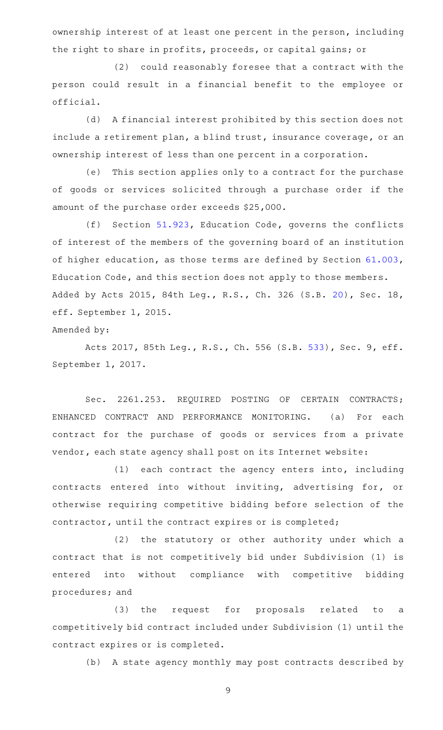ownership interest of at least one percent in the person, including the right to share in profits, proceeds, or capital gains; or

(2) could reasonably foresee that a contract with the person could result in a financial benefit to the employee or official.

(d) A financial interest prohibited by this section does not include a retirement plan, a blind trust, insurance coverage, or an ownership interest of less than one percent in a corporation.

(e) This section applies only to a contract for the purchase of goods or services solicited through a purchase order if the amount of the purchase order exceeds $25,000.

(f) Section 51.923, Education Code, governs the conflicts of interest of the members of the governing board of an institution of higher education, as those terms are defined by Section 61.003, Education Code, and this section does not apply to those members.

Added by Acts 2015, 84th Leg., R.S., Ch. 326 (S.B. 20), Sec. 18, eff. September 1, 2015.

Amended by:

Acts 2017, 85th Leg., R.S., Ch. 556 (S.B. 533), Sec. 9, eff. September 1, 2017.

Sec. 2261.253. REQUIRED POSTING OF CERTAIN CONTRACTS; ENHANCED CONTRACT AND PERFORMANCE MONITORING. (a) For each contract for the purchase of goods or services from a private vendor, each state agency shall post on its Internet website:

(1) each contract the agency enters into, including contracts entered into without inviting, advertising for, or otherwise requiring competitive bidding before selection of the contractor, until the contract expires or is completed;

(2) the statutory or other authority under which a contract that is not competitively bid under Subdivision (1) is entered into without compliance with competitive bidding procedures; and

(3) the request for proposals related to a competitively bid contract included under Subdivision (1) until the contract expires or is completed.

(b) A state agency monthly may post contracts described by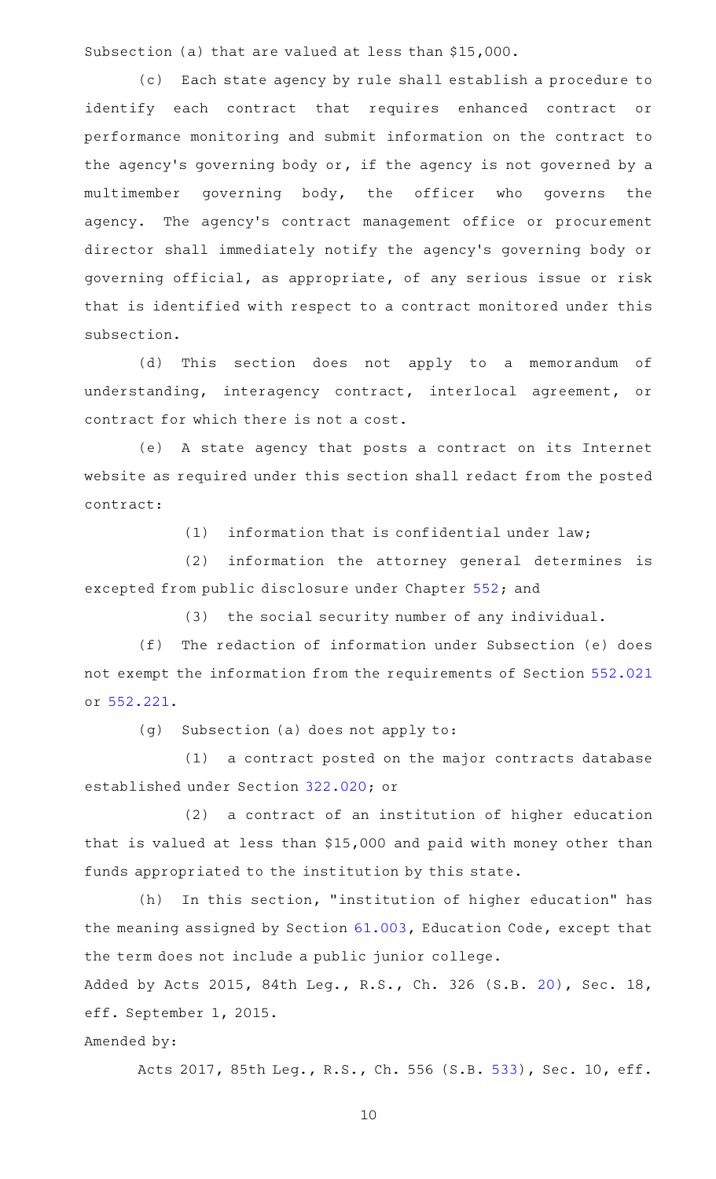Subsection (a) that are valued at less than $15,000.

(c) Each state agency by rule shall establish a procedure to identify each contract that requires enhanced contract or performance monitoring and submit information on the contract to the agency's governing body or, if the agency is not governed by a multimember governing body, the officer who governs the agency. The agency's contract management office or procurement director shall immediately notify the agency's governing body or governing official, as appropriate, of any serious issue or risk that is identified with respect to a contract monitored under this subsection.

(d) This section does not apply to a memorandum of understanding, interagency contract, interlocal agreement, or contract for which there is not a cost.

(e) A state agency that posts a contract on its Internet website as required under this section shall redact from the posted contract:

(1) information that is confidential under law;

(2) information the attorney general determines is excepted from public disclosure under Chapter 552; and

(3) the social security number of any individual.

(f) The redaction of information under Subsection (e) does not exempt the information from the requirements of Section 552.021 or 552.221.

(g) Subsection (a) does not apply to:

(1) a contract posted on the major contracts database established under Section 322.020; or

(2) a contract of an institution of higher education that is valued at less than $15,000 and paid with money other than funds appropriated to the institution by this state.

(h) In this section, "institution of higher education" has the meaning assigned by Section 61.003, Education Code, except that the term does not include a public junior college.

Added by Acts 2015, 84th Leg., R.S., Ch. 326 (S.B. 20), Sec. 18, eff. September 1, 2015.

Amended by:

Acts 2017, 85th Leg., R.S., Ch. 556 (S.B. 533), Sec. 10, eff.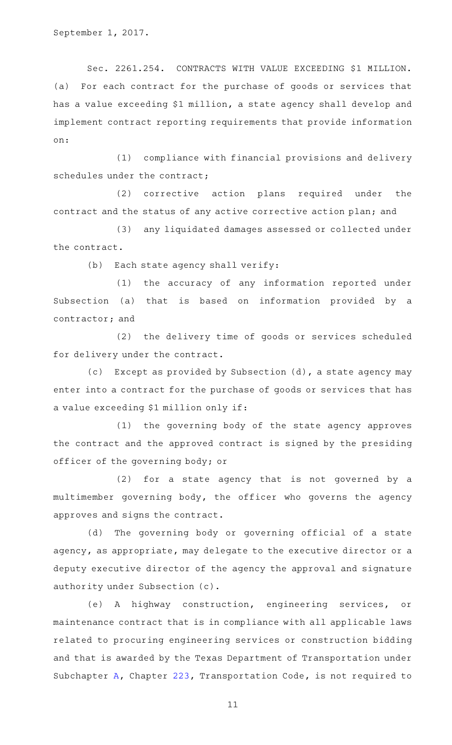September 1, 2017.

Sec. 2261.254. CONTRACTS WITH VALUE EXCEEDING $1 MILLION. (a) For each contract for the purchase of goods or services that has a value exceeding $1 million, a state agency shall develop and implement contract reporting requirements that provide information on:

(1) compliance with financial provisions and delivery schedules under the contract;

(2) corrective action plans required under the contract and the status of any active corrective action plan; and

(3) any liquidated damages assessed or collected under the contract.

(b) Each state agency shall verify:

(1) the accuracy of any information reported under Subsection (a) that is based on information provided by a contractor; and

(2) the delivery time of goods or services scheduled for delivery under the contract.

(c) Except as provided by Subsection (d), a state agency may enter into a contract for the purchase of goods or services that has a value exceeding $1 million only if:

(1) the governing body of the state agency approves the contract and the approved contract is signed by the presiding officer of the governing body; or

(2) for a state agency that is not governed by a multimember governing body, the officer who governs the agency approves and signs the contract.

(d) The governing body or governing official of a state agency, as appropriate, may delegate to the executive director or a deputy executive director of the agency the approval and signature authority under Subsection (c).

(e) A highway construction, engineering services, or maintenance contract that is in compliance with all applicable laws related to procuring engineering services or construction bidding and that is awarded by the Texas Department of Transportation under Subchapter A, Chapter 223, Transportation Code, is not required to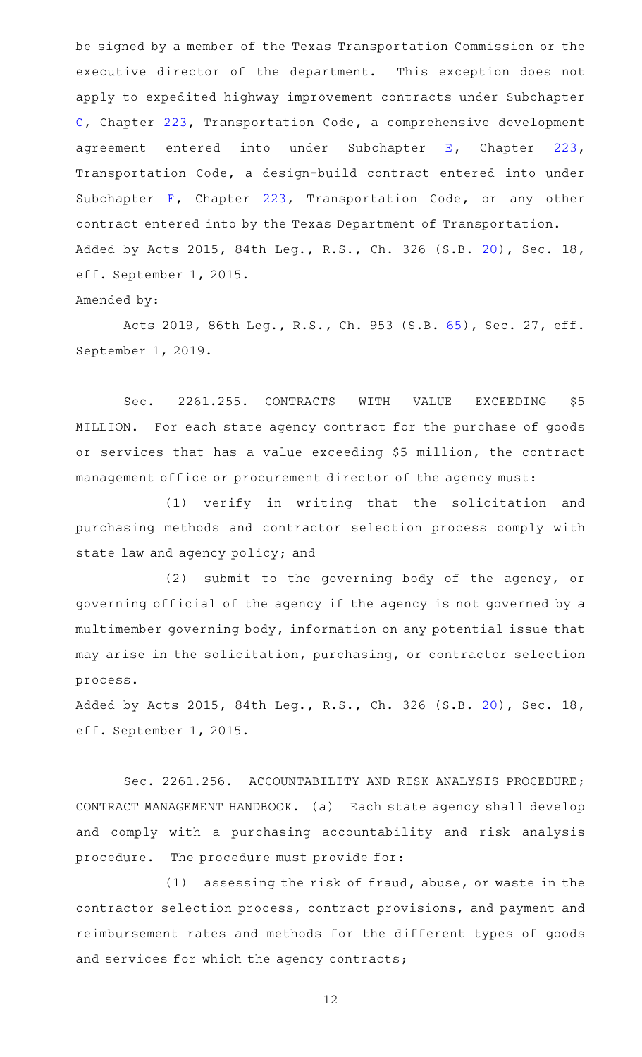be signed by a member of the Texas Transportation Commission or the executive director of the department. This exception does not apply to expedited highway improvement contracts under Subchapter C, Chapter 223, Transportation Code, a comprehensive development agreement entered into under Subchapter E, Chapter 223, Transportation Code, a design-build contract entered into under Subchapter F, Chapter 223, Transportation Code, or any other contract entered into by the Texas Department of Transportation.

Added by Acts 2015, 84th Leg., R.S., Ch. 326 (S.B. 20), Sec. 18, eff. September 1, 2015.

Amended by:

Acts 2019, 86th Leg., R.S., Ch. 953 (S.B. 65), Sec. 27, eff. September 1, 2019.

Sec. 2261.255. CONTRACTS WITH VALUE EXCEEDING $5 MILLION. For each state agency contract for the purchase of goods or services that has a value exceeding $5 million, the contract management office or procurement director of the agency must:

(1) verify in writing that the solicitation and purchasing methods and contractor selection process comply with state law and agency policy; and

(2) submit to the governing body of the agency, or governing official of the agency if the agency is not governed by a multimember governing body, information on any potential issue that may arise in the solicitation, purchasing, or contractor selection process.

Added by Acts 2015, 84th Leg., R.S., Ch. 326 (S.B. 20), Sec. 18, eff. September 1, 2015.

Sec. 2261.256. ACCOUNTABILITY AND RISK ANALYSIS PROCEDURE; CONTRACT MANAGEMENT HANDBOOK. (a) Each state agency shall develop and comply with a purchasing accountability and risk analysis procedure. The procedure must provide for:

(1) assessing the risk of fraud, abuse, or waste in the contractor selection process, contract provisions, and payment and reimbursement rates and methods for the different types of goods and services for which the agency contracts;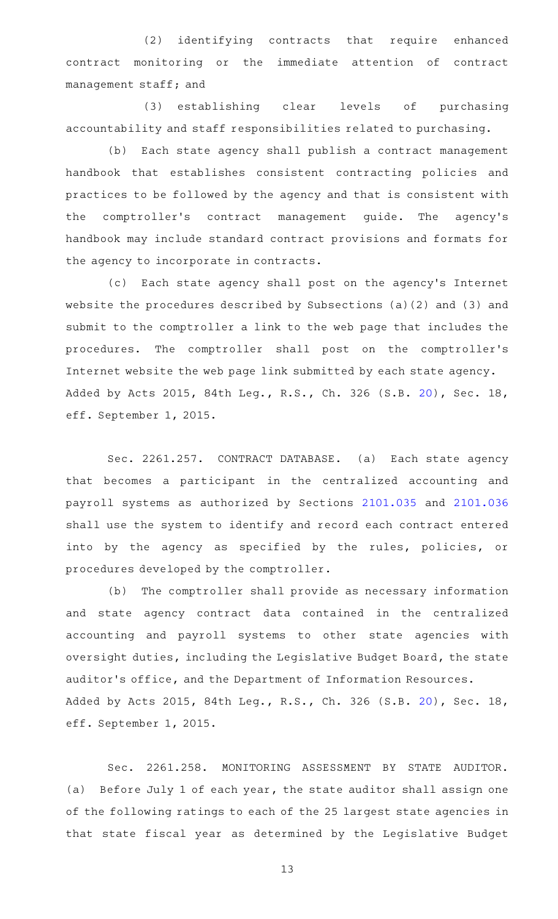(2) identifying contracts that require enhanced contract monitoring or the immediate attention of contract management staff; and

(3) establishing clear levels of purchasing accountability and staff responsibilities related to purchasing.

(b) Each state agency shall publish a contract management handbook that establishes consistent contracting policies and practices to be followed by the agency and that is consistent with the comptroller's contract management guide. The agency's handbook may include standard contract provisions and formats for the agency to incorporate in contracts.

(c) Each state agency shall post on the agency's Internet website the procedures described by Subsections (a)(2) and (3) and submit to the comptroller a link to the web page that includes the procedures. The comptroller shall post on the comptroller's Internet website the web page link submitted by each state agency.

Added by Acts 2015, 84th Leg., R.S., Ch. 326 (S.B. 20), Sec. 18, eff. September 1, 2015.

Sec. 2261.257. CONTRACT DATABASE. (a) Each state agency that becomes a participant in the centralized accounting and payroll systems as authorized by Sections 2101.035 and 2101.036 shall use the system to identify and record each contract entered into by the agency as specified by the rules, policies, or procedures developed by the comptroller.

(b) The comptroller shall provide as necessary information and state agency contract data contained in the centralized accounting and payroll systems to other state agencies with oversight duties, including the Legislative Budget Board, the state auditor's office, and the Department of Information Resources.

Added by Acts 2015, 84th Leg., R.S., Ch. 326 (S.B. 20), Sec. 18, eff. September 1, 2015.

Sec. 2261.258. MONITORING ASSESSMENT BY STATE AUDITOR. (a) Before July 1 of each year, the state auditor shall assign one of the following ratings to each of the 25 largest state agencies in that state fiscal year as determined by the Legislative Budget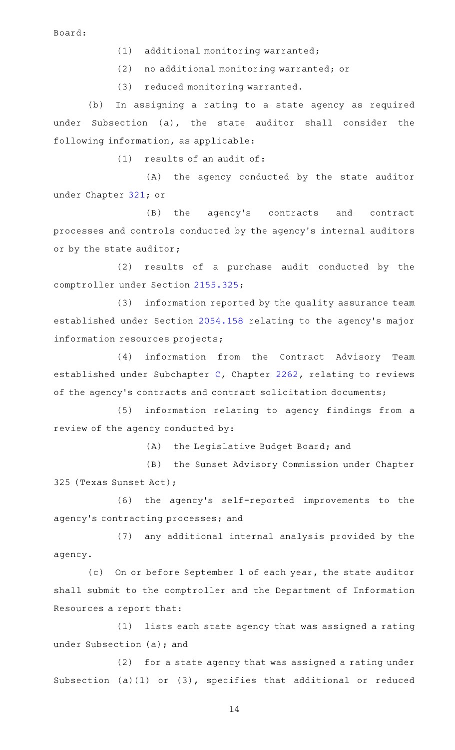Board:

(1) additional monitoring warranted;

(2) no additional monitoring warranted; or

(3) reduced monitoring warranted.

(b) In assigning a rating to a state agency as required under Subsection (a), the state auditor shall consider the following information, as applicable:

(1) results of an audit of:

(A) the agency conducted by the state auditor under Chapter 321; or

(B) the agency's contracts and contract processes and controls conducted by the agency's internal auditors or by the state auditor;

(2) results of a purchase audit conducted by the comptroller under Section 2155.325;

(3) information reported by the quality assurance team established under Section 2054.158 relating to the agency's major information resources projects;

(4) information from the Contract Advisory Team established under Subchapter C, Chapter 2262, relating to reviews of the agency's contracts and contract solicitation documents;

(5) information relating to agency findings from a review of the agency conducted by:

(A) the Legislative Budget Board; and

(B) the Sunset Advisory Commission under Chapter 325 (Texas Sunset Act);

(6) the agency's self-reported improvements to the agency's contracting processes; and

(7) any additional internal analysis provided by the agency.

(c) On or before September 1 of each year, the state auditor shall submit to the comptroller and the Department of Information Resources a report that:

(1) lists each state agency that was assigned a rating under Subsection (a); and

(2) for a state agency that was assigned a rating under Subsection (a)(1) or (3), specifies that additional or reduced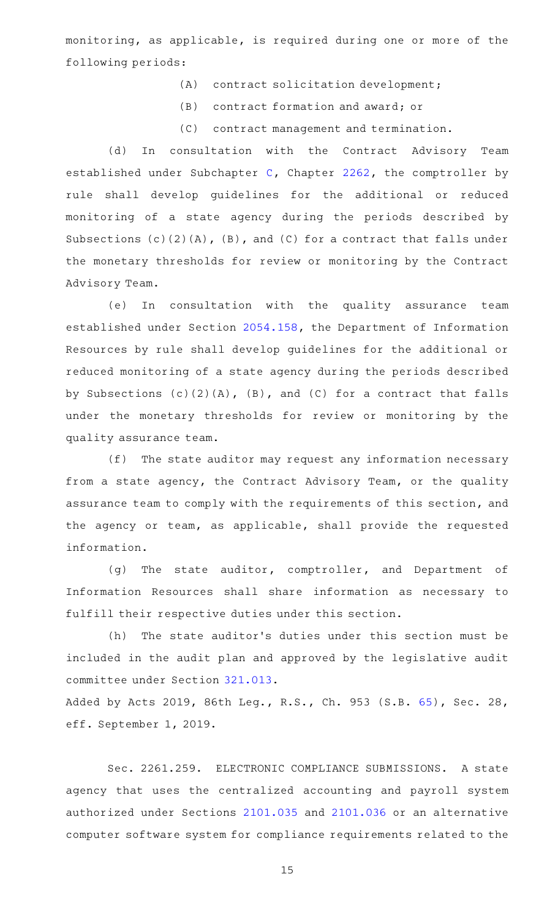monitoring, as applicable, is required during one or more of the following periods:

(A) contract solicitation development;

(B) contract formation and award; or

(C) contract management and termination.

(d) In consultation with the Contract Advisory Team established under Subchapter C, Chapter 2262, the comptroller by rule shall develop guidelines for the additional or reduced monitoring of a state agency during the periods described by Subsections (c)(2)(A), (B), and (C) for a contract that falls under the monetary thresholds for review or monitoring by the Contract Advisory Team.

(e) In consultation with the quality assurance team established under Section 2054.158, the Department of Information Resources by rule shall develop guidelines for the additional or reduced monitoring of a state agency during the periods described by Subsections (c)(2)(A), (B), and (C) for a contract that falls under the monetary thresholds for review or monitoring by the quality assurance team.

(f) The state auditor may request any information necessary from a state agency, the Contract Advisory Team, or the quality assurance team to comply with the requirements of this section, and the agency or team, as applicable, shall provide the requested information.

(g) The state auditor, comptroller, and Department of Information Resources shall share information as necessary to fulfill their respective duties under this section.

(h) The state auditor's duties under this section must be included in the audit plan and approved by the legislative audit committee under Section 321.013.

Added by Acts 2019, 86th Leg., R.S., Ch. 953 (S.B. 65), Sec. 28, eff. September 1, 2019.

Sec. 2261.259. ELECTRONIC COMPLIANCE SUBMISSIONS. A state agency that uses the centralized accounting and payroll system authorized under Sections 2101.035 and 2101.036 or an alternative computer software system for compliance requirements related to the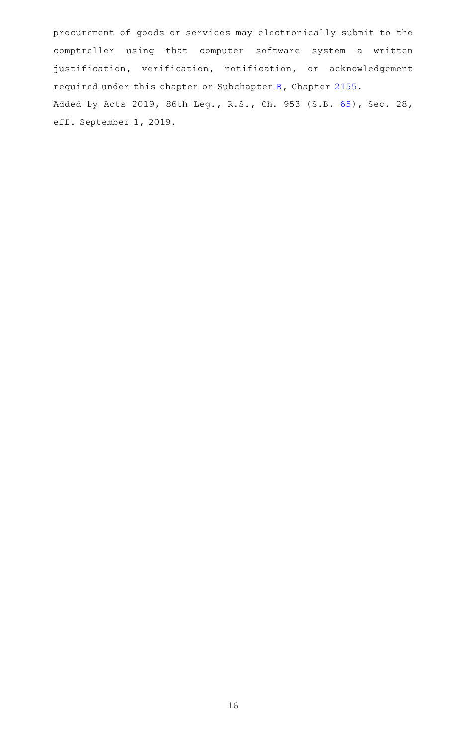procurement of goods or services may electronically submit to the comptroller using that computer software system a written justification, verification, notification, or acknowledgement required under this chapter or Subchapter B, Chapter 2155.

Added by Acts 2019, 86th Leg., R.S., Ch. 953 (S.B. 65), Sec. 28, eff. September 1, 2019.